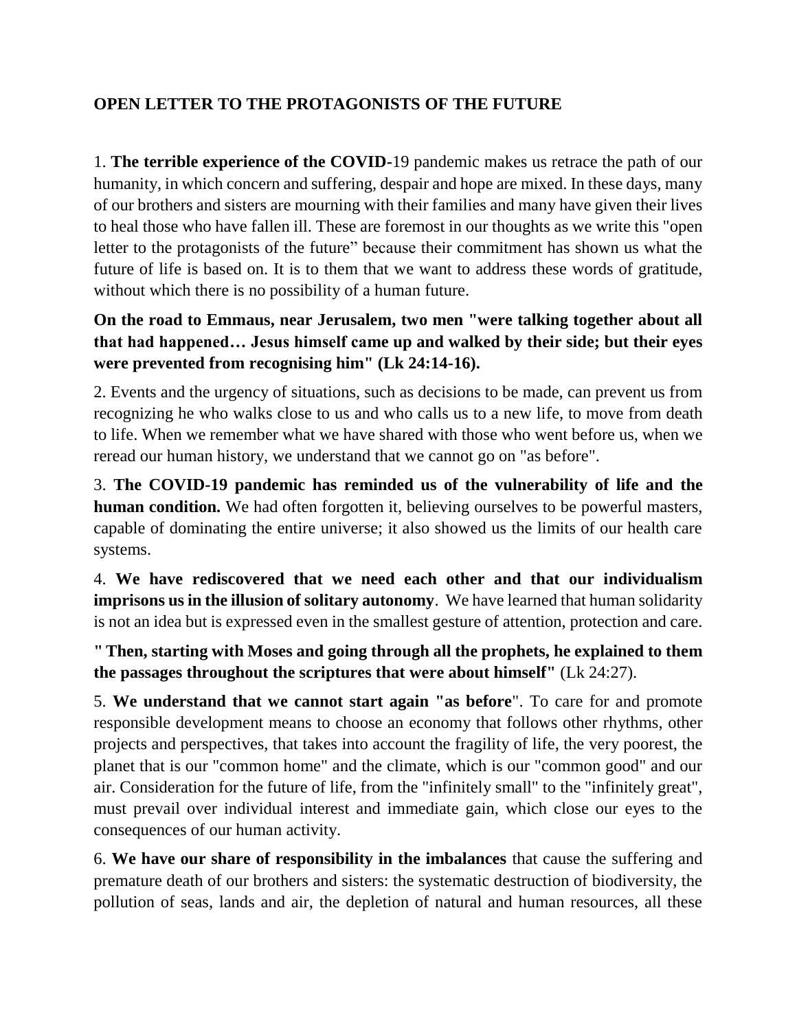**OPEN LETTER TO THE PROTAGONISTS OF THE FUTURE**

1. **The terrible experience of the COVID-**19 pandemic makes us retrace the path of our humanity, in which concern and suffering, despair and hope are mixed. In these days, many of our brothers and sisters are mourning with their families and many have given their lives to heal those who have fallen ill. These are foremost in our thoughts as we write this "open letter to the protagonists of the future" because their commitment has shown us what the future of life is based on. It is to them that we want to address these words of gratitude, without which there is no possibility of a human future.

**On the road to Emmaus, near Jerusalem, two men "were talking together about all that had happened… Jesus himself came up and walked by their side; but their eyes were prevented from recognising him" (Lk 24:14-16).**

2. Events and the urgency of situations, such as decisions to be made, can prevent us from recognizing he who walks close to us and who calls us to a new life, to move from death to life. When we remember what we have shared with those who went before us, when we reread our human history, we understand that we cannot go on "as before".

3. **The COVID-19 pandemic has reminded us of the vulnerability of life and the human condition.** We had often forgotten it, believing ourselves to be powerful masters, capable of dominating the entire universe; it also showed us the limits of our health care systems.

4. **We have rediscovered that we need each other and that our individualism imprisons us in the illusion of solitary autonomy**. We have learned that human solidarity is not an idea but is expressed even in the smallest gesture of attention, protection and care.

**" Then, starting with Moses and going through all the prophets, he explained to them the passages throughout the scriptures that were about himself"** (Lk 24:27).

5. **We understand that we cannot start again "as before**". To care for and promote responsible development means to choose an economy that follows other rhythms, other projects and perspectives, that takes into account the fragility of life, the very poorest, the planet that is our "common home" and the climate, which is our "common good" and our air. Consideration for the future of life, from the "infinitely small" to the "infinitely great", must prevail over individual interest and immediate gain, which close our eyes to the consequences of our human activity.

6. **We have our share of responsibility in the imbalances** that cause the suffering and premature death of our brothers and sisters: the systematic destruction of biodiversity, the pollution of seas, lands and air, the depletion of natural and human resources, all these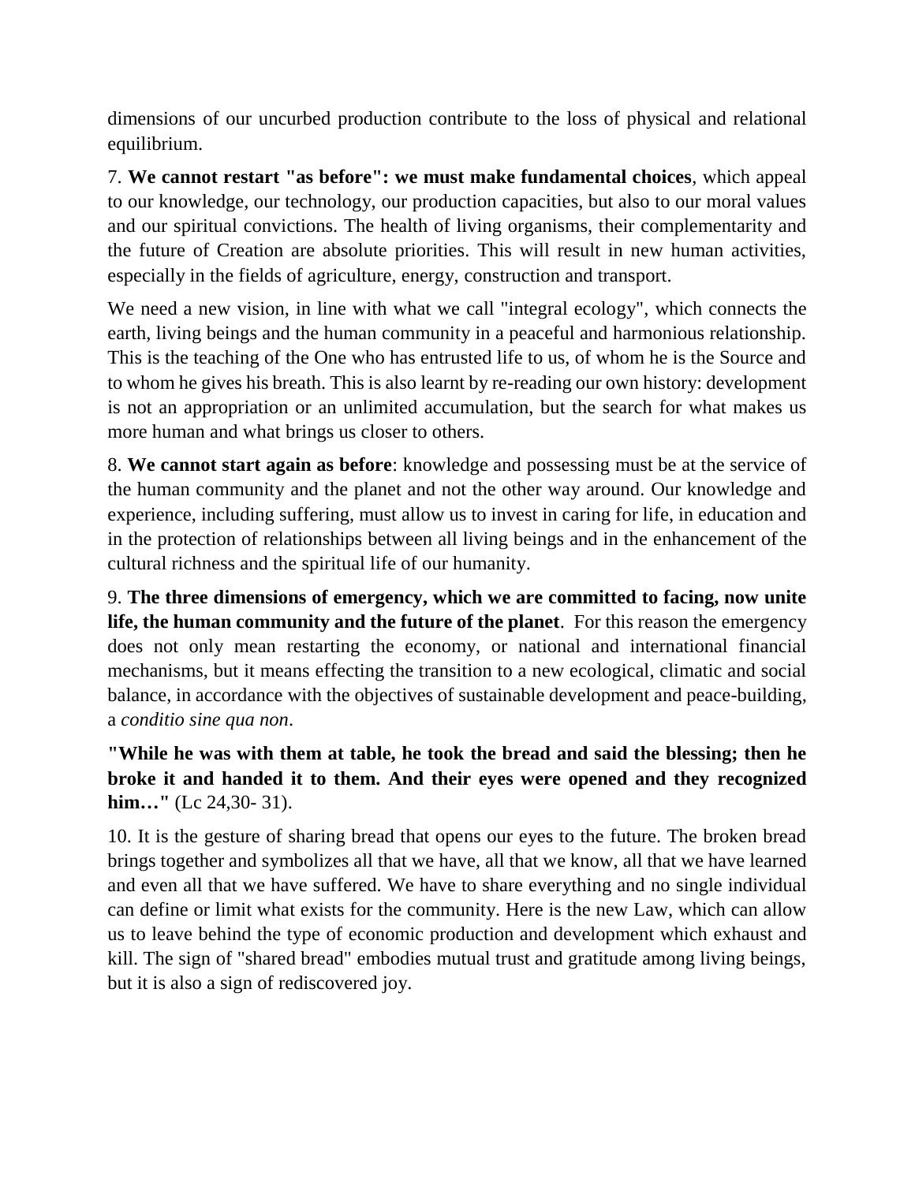dimensions of our uncurbed production contribute to the loss of physical and relational equilibrium.

7. **We cannot restart "as before": we must make fundamental choices**, which appeal to our knowledge, our technology, our production capacities, but also to our moral values and our spiritual convictions. The health of living organisms, their complementarity and the future of Creation are absolute priorities. This will result in new human activities, especially in the fields of agriculture, energy, construction and transport.

We need a new vision, in line with what we call "integral ecology", which connects the earth, living beings and the human community in a peaceful and harmonious relationship. This is the teaching of the One who has entrusted life to us, of whom he is the Source and to whom he gives his breath. This is also learnt by re-reading our own history: development is not an appropriation or an unlimited accumulation, but the search for what makes us more human and what brings us closer to others.

8. **We cannot start again as before**: knowledge and possessing must be at the service of the human community and the planet and not the other way around. Our knowledge and experience, including suffering, must allow us to invest in caring for life, in education and in the protection of relationships between all living beings and in the enhancement of the cultural richness and the spiritual life of our humanity.

9. **The three dimensions of emergency, which we are committed to facing, now unite life, the human community and the future of the planet**. For this reason the emergency does not only mean restarting the economy, or national and international financial mechanisms, but it means effecting the transition to a new ecological, climatic and social balance, in accordance with the objectives of sustainable development and peace-building, a *conditio sine qua non*.

**"While he was with them at table, he took the bread and said the blessing; then he broke it and handed it to them. And their eyes were opened and they recognized him…"** (Lc 24,30- 31).

10. It is the gesture of sharing bread that opens our eyes to the future. The broken bread brings together and symbolizes all that we have, all that we know, all that we have learned and even all that we have suffered. We have to share everything and no single individual can define or limit what exists for the community. Here is the new Law, which can allow us to leave behind the type of economic production and development which exhaust and kill. The sign of "shared bread" embodies mutual trust and gratitude among living beings, but it is also a sign of rediscovered joy.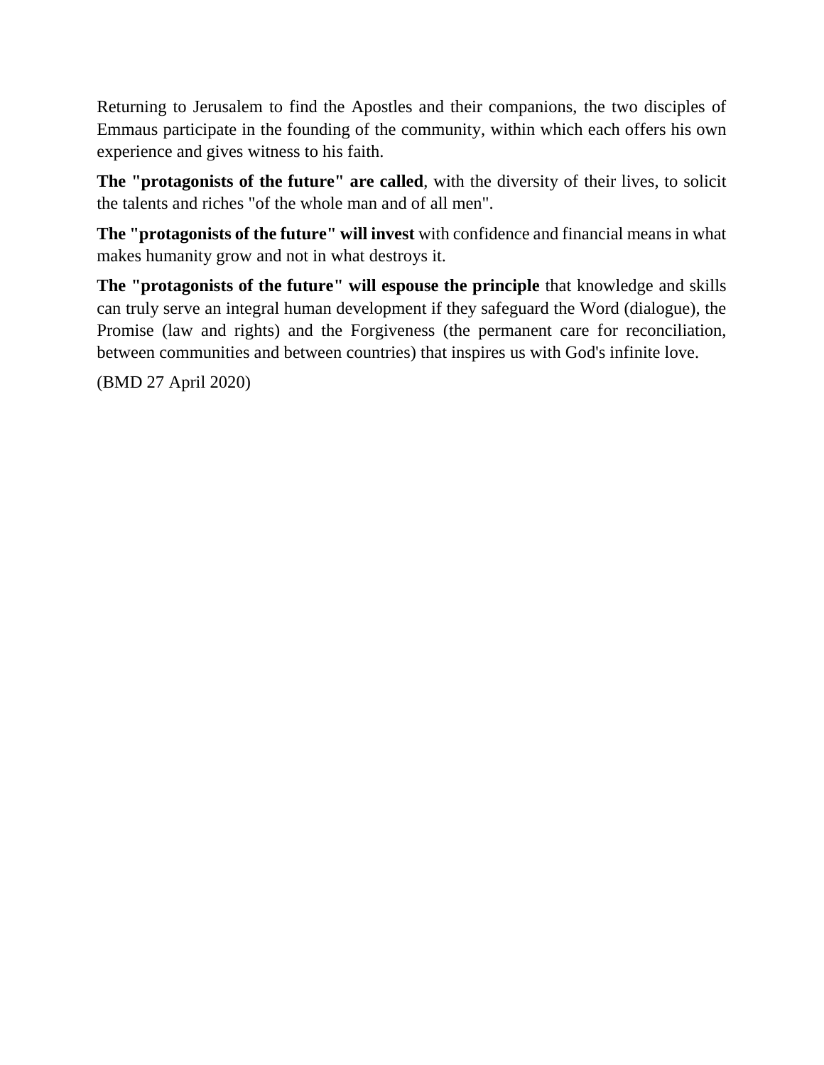Returning to Jerusalem to find the Apostles and their companions, the two disciples of Emmaus participate in the founding of the community, within which each offers his own experience and gives witness to his faith.

**The "protagonists of the future" are called**, with the diversity of their lives, to solicit the talents and riches "of the whole man and of all men".

**The "protagonists of the future" will invest** with confidence and financial means in what makes humanity grow and not in what destroys it.

**The "protagonists of the future" will espouse the principle** that knowledge and skills can truly serve an integral human development if they safeguard the Word (dialogue), the Promise (law and rights) and the Forgiveness (the permanent care for reconciliation, between communities and between countries) that inspires us with God's infinite love.

(BMD 27 April 2020)